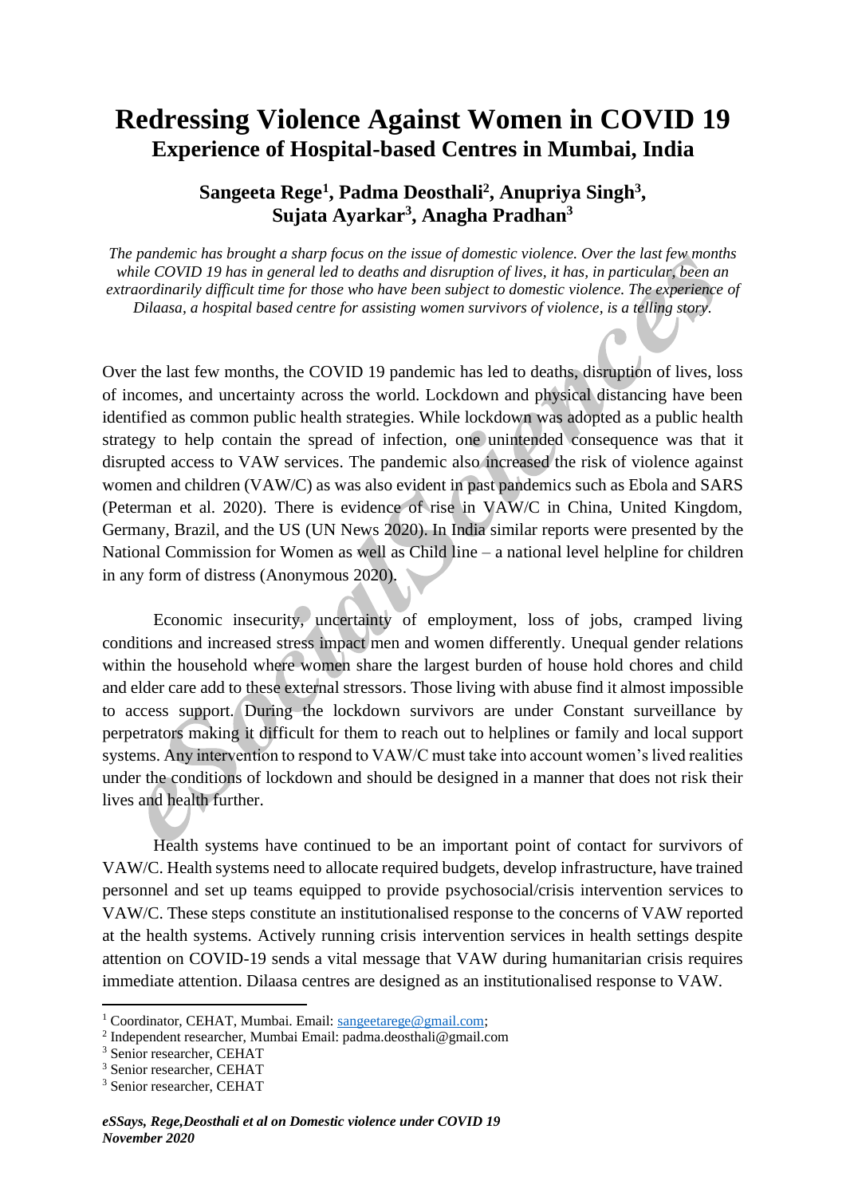# Redressing Violence Against Women in COVID 19

## Experience of Hospital-based Centres in Mumbai, India

**Sangeeta Rege[1], Padma Deosthali[2], Anupriya Singh[3], Sujata Ayarkar[3], Anagha Pradhan[3]**

*The pandemic has brought a sharp focus on the issue of domestic violence. Over the last few months while COVID 19 has in general led to deaths and disruption of lives, it has, in particular, been an extraordinarily difficult time for those who have been subject to domestic violence. The experience of Dilaasa, a hospital based centre for assisting women survivors of violence, is a telling story.*

Over the last few months, the COVID 19 pandemic has led to deaths, disruption of lives, loss of incomes, and uncertainty across the world. Lockdown and physical distancing have been identified as common public health strategies. While lockdown was adopted as a public health strategy to help contain the spread of infection, one unintended consequence was that it disrupted access to VAW services. The pandemic also increased the risk of violence against women and children (VAW/C) as was also evident in past pandemics such as Ebola and SARS (Peterman et al. 2020). There is evidence of rise in VAW/C in China, United Kingdom, Germany, Brazil, and the US (UN News 2020). In India similar reports were presented by the National Commission for Women as well as Child line – a national level helpline for children in any form of distress (Anonymous 2020).

Economic insecurity, uncertainty of employment, loss of jobs, cramped living conditions and increased stress impact men and women differently. Unequal gender relations within the household where women share the largest burden of house hold chores and child and elder care add to these external stressors. Those living with abuse find it almost impossible to access support. During the lockdown survivors are under Constant surveillance by perpetrators making it difficult for them to reach out to helplines or family and local support systems. Any intervention to respond to VAW/C must take into account women's lived realities under the conditions of lockdown and should be designed in a manner that does not risk their lives and health further.

Health systems have continued to be an important point of contact for survivors of VAW/C. Health systems need to allocate required budgets, develop infrastructure, have trained personnel and set up teams equipped to provide psychosocial/crisis intervention services to VAW/C. These steps constitute an institutionalised response to the concerns of VAW reported at the health systems. Actively running crisis intervention services in health settings despite attention on COVID-19 sends a vital message that VAW during humanitarian crisis requires immediate attention. Dilaasa centres are designed as an institutionalised response to VAW.

---

[1] Coordinator, CEHAT, Mumbai. Email: sangeetarege@gmail.com;
[2] Independent researcher, Mumbai Email: padma.deosthali@gmail.com
[3] Senior researcher, CEHAT
[3] Senior researcher, CEHAT
[3] Senior researcher, CEHAT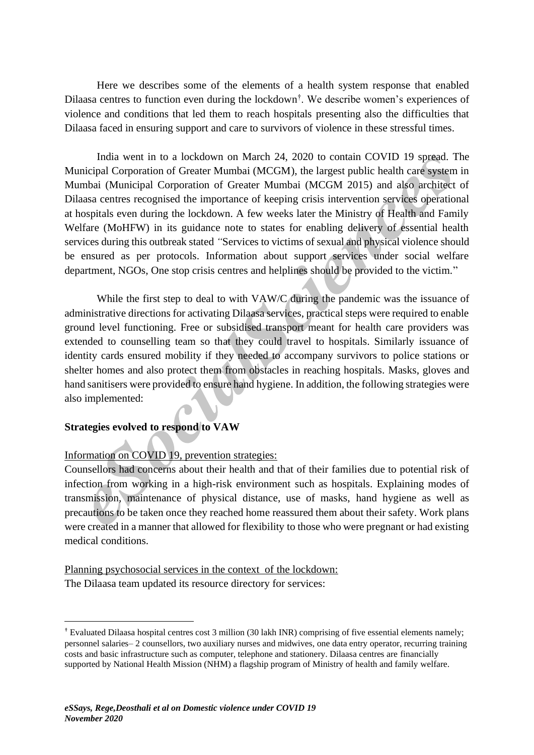Here we describes some of the elements of a health system response that enabled Dilaasa centres to function even during the lockdown[†]. We describe women's experiences of violence and conditions that led them to reach hospitals presenting also the difficulties that Dilaasa faced in ensuring support and care to survivors of violence in these stressful times.

India went in to a lockdown on March 24, 2020 to contain COVID 19 spread. The Municipal Corporation of Greater Mumbai (MCGM), the largest public health care system in Mumbai (Municipal Corporation of Greater Mumbai (MCGM 2015) and also architect of Dilaasa centres recognised the importance of keeping crisis intervention services operational at hospitals even during the lockdown. A few weeks later the Ministry of Health and Family Welfare (MoHFW) in its guidance note to states for enabling delivery of essential health services during this outbreak stated *"*Services to victims of sexual and physical violence should be ensured as per protocols. Information about support services under social welfare department, NGOs, One stop crisis centres and helplines should be provided to the victim."

While the first step to deal to with VAW/C during the pandemic was the issuance of administrative directions for activating Dilaasa services, practical steps were required to enable ground level functioning. Free or subsidised transport meant for health care providers was extended to counselling team so that they could travel to hospitals. Similarly issuance of identity cards ensured mobility if they needed to accompany survivors to police stations or shelter homes and also protect them from obstacles in reaching hospitals. Masks, gloves and hand sanitisers were provided to ensure hand hygiene. In addition, the following strategies were also implemented:

**Strategies evolved to respond to VAW**

<u>Information on COVID 19, prevention strategies:</u>

Counsellors had concerns about their health and that of their families due to potential risk of infection from working in a high-risk environment such as hospitals. Explaining modes of transmission, maintenance of physical distance, use of masks, hand hygiene as well as precautions to be taken once they reached home reassured them about their safety. Work plans were created in a manner that allowed for flexibility to those who were pregnant or had existing medical conditions.

<u>Planning psychosocial services in the context of the lockdown:</u>

The Dilaasa team updated its resource directory for services:

---

[†] Evaluated Dilaasa hospital centres cost 3 million (30 lakh INR) comprising of five essential elements namely; personnel salaries– 2 counsellors, two auxiliary nurses and midwives, one data entry operator, recurring training costs and basic infrastructure such as computer, telephone and stationery. Dilaasa centres are financially supported by National Health Mission (NHM) a flagship program of Ministry of health and family welfare.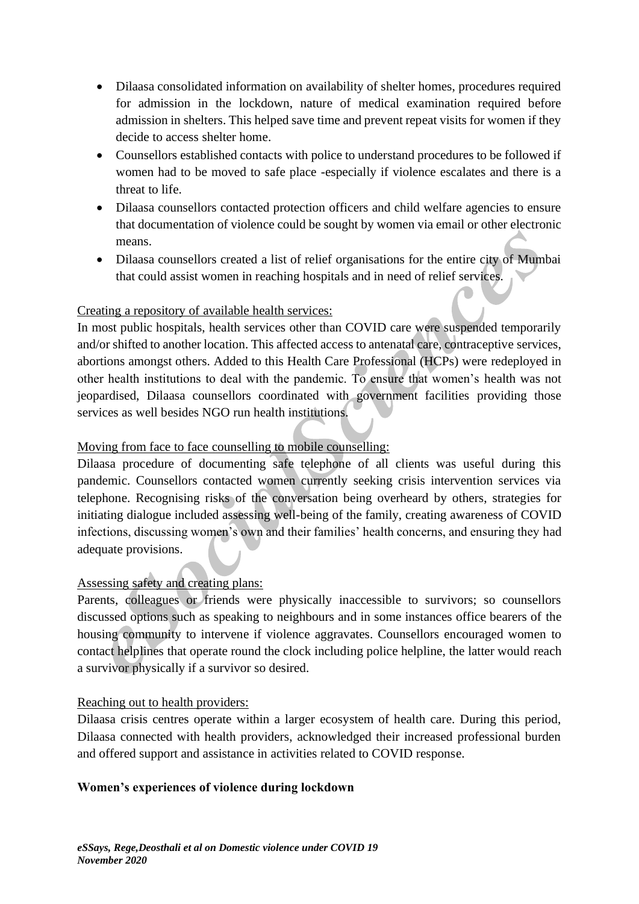- Dilaasa consolidated information on availability of shelter homes, procedures required for admission in the lockdown, nature of medical examination required before admission in shelters. This helped save time and prevent repeat visits for women if they decide to access shelter home.
- Counsellors established contacts with police to understand procedures to be followed if women had to be moved to safe place -especially if violence escalates and there is a threat to life.
- Dilaasa counsellors contacted protection officers and child welfare agencies to ensure that documentation of violence could be sought by women via email or other electronic means.
- Dilaasa counsellors created a list of relief organisations for the entire city of Mumbai that could assist women in reaching hospitals and in need of relief services.

Creating a repository of available health services:

In most public hospitals, health services other than COVID care were suspended temporarily and/or shifted to another location. This affected access to antenatal care, contraceptive services, abortions amongst others. Added to this Health Care Professional (HCPs) were redeployed in other health institutions to deal with the pandemic. To ensure that women's health was not jeopardised, Dilaasa counsellors coordinated with government facilities providing those services as well besides NGO run health institutions.

Moving from face to face counselling to mobile counselling:

Dilaasa procedure of documenting safe telephone of all clients was useful during this pandemic. Counsellors contacted women currently seeking crisis intervention services via telephone. Recognising risks of the conversation being overheard by others, strategies for initiating dialogue included assessing well-being of the family, creating awareness of COVID infections, discussing women's own and their families' health concerns, and ensuring they had adequate provisions.

Assessing safety and creating plans:

Parents, colleagues or friends were physically inaccessible to survivors; so counsellors discussed options such as speaking to neighbours and in some instances office bearers of the housing community to intervene if violence aggravates. Counsellors encouraged women to contact helplines that operate round the clock including police helpline, the latter would reach a survivor physically if a survivor so desired.

Reaching out to health providers:

Dilaasa crisis centres operate within a larger ecosystem of health care. During this period, Dilaasa connected with health providers, acknowledged their increased professional burden and offered support and assistance in activities related to COVID response.

**Women's experiences of violence during lockdown**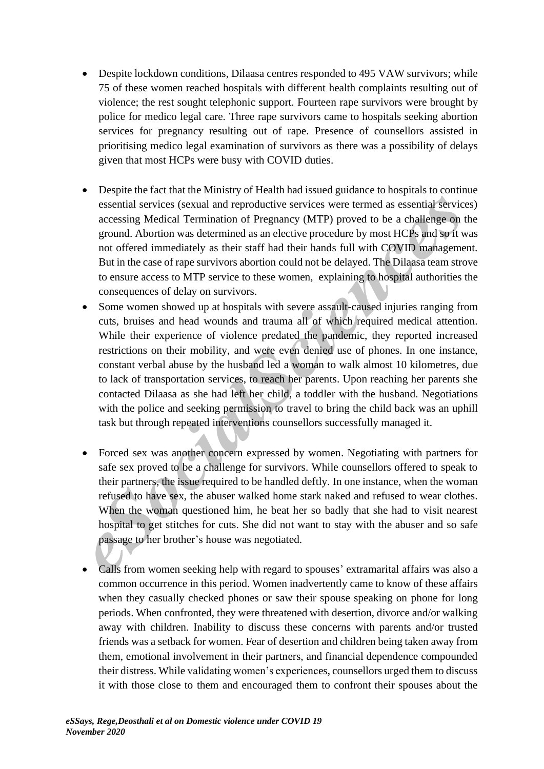- Despite lockdown conditions, Dilaasa centres responded to 495 VAW survivors; while 75 of these women reached hospitals with different health complaints resulting out of violence; the rest sought telephonic support. Fourteen rape survivors were brought by police for medico legal care. Three rape survivors came to hospitals seeking abortion services for pregnancy resulting out of rape. Presence of counsellors assisted in prioritising medico legal examination of survivors as there was a possibility of delays given that most HCPs were busy with COVID duties.

- Despite the fact that the Ministry of Health had issued guidance to hospitals to continue essential services (sexual and reproductive services were termed as essential services) accessing Medical Termination of Pregnancy (MTP) proved to be a challenge on the ground. Abortion was determined as an elective procedure by most HCPs and so it was not offered immediately as their staff had their hands full with COVID management. But in the case of rape survivors abortion could not be delayed. The Dilaasa team strove to ensure access to MTP service to these women, explaining to hospital authorities the consequences of delay on survivors.
- Some women showed up at hospitals with severe assault-caused injuries ranging from cuts, bruises and head wounds and trauma all of which required medical attention. While their experience of violence predated the pandemic, they reported increased restrictions on their mobility, and were even denied use of phones. In one instance, constant verbal abuse by the husband led a woman to walk almost 10 kilometres, due to lack of transportation services, to reach her parents. Upon reaching her parents she contacted Dilaasa as she had left her child, a toddler with the husband. Negotiations with the police and seeking permission to travel to bring the child back was an uphill task but through repeated interventions counsellors successfully managed it.

- Forced sex was another concern expressed by women. Negotiating with partners for safe sex proved to be a challenge for survivors. While counsellors offered to speak to their partners, the issue required to be handled deftly. In one instance, when the woman refused to have sex, the abuser walked home stark naked and refused to wear clothes. When the woman questioned him, he beat her so badly that she had to visit nearest hospital to get stitches for cuts. She did not want to stay with the abuser and so safe passage to her brother's house was negotiated.

- Calls from women seeking help with regard to spouses' extramarital affairs was also a common occurrence in this period. Women inadvertently came to know of these affairs when they casually checked phones or saw their spouse speaking on phone for long periods. When confronted, they were threatened with desertion, divorce and/or walking away with children. Inability to discuss these concerns with parents and/or trusted friends was a setback for women. Fear of desertion and children being taken away from them, emotional involvement in their partners, and financial dependence compounded their distress. While validating women's experiences, counsellors urged them to discuss it with those close to them and encouraged them to confront their spouses about the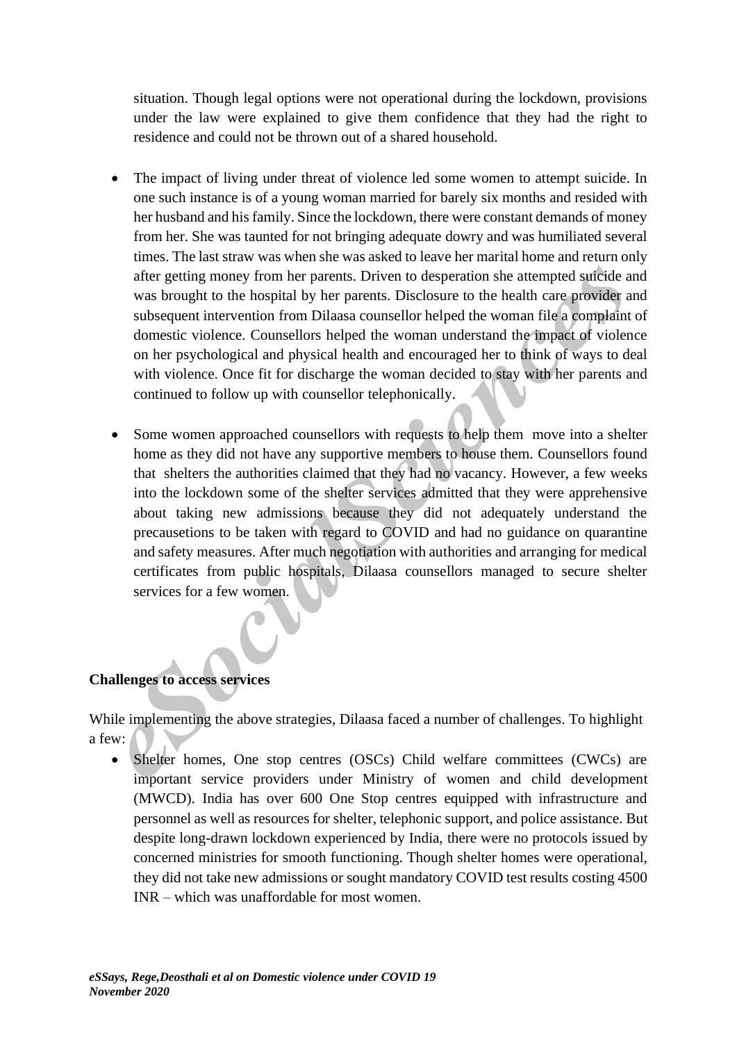situation. Though legal options were not operational during the lockdown, provisions under the law were explained to give them confidence that they had the right to residence and could not be thrown out of a shared household.

- The impact of living under threat of violence led some women to attempt suicide. In one such instance is of a young woman married for barely six months and resided with her husband and his family. Since the lockdown, there were constant demands of money from her. She was taunted for not bringing adequate dowry and was humiliated several times. The last straw was when she was asked to leave her marital home and return only after getting money from her parents. Driven to desperation she attempted suicide and was brought to the hospital by her parents. Disclosure to the health care provider and subsequent intervention from Dilaasa counsellor helped the woman file a complaint of domestic violence. Counsellors helped the woman understand the impact of violence on her psychological and physical health and encouraged her to think of ways to deal with violence. Once fit for discharge the woman decided to stay with her parents and continued to follow up with counsellor telephonically.

- Some women approached counsellors with requests to help them move into a shelter home as they did not have any supportive members to house them. Counsellors found that shelters the authorities claimed that they had no vacancy. However, a few weeks into the lockdown some of the shelter services admitted that they were apprehensive about taking new admissions because they did not adequately understand the precausetions to be taken with regard to COVID and had no guidance on quarantine and safety measures. After much negotiation with authorities and arranging for medical certificates from public hospitals, Dilaasa counsellors managed to secure shelter services for a few women.

**Challenges to access services**

While implementing the above strategies, Dilaasa faced a number of challenges. To highlight a few:

- Shelter homes, One stop centres (OSCs) Child welfare committees (CWCs) are important service providers under Ministry of women and child development (MWCD). India has over 600 One Stop centres equipped with infrastructure and personnel as well as resources for shelter, telephonic support, and police assistance. But despite long-drawn lockdown experienced by India, there were no protocols issued by concerned ministries for smooth functioning. Though shelter homes were operational, they did not take new admissions or sought mandatory COVID test results costing 4500 INR – which was unaffordable for most women.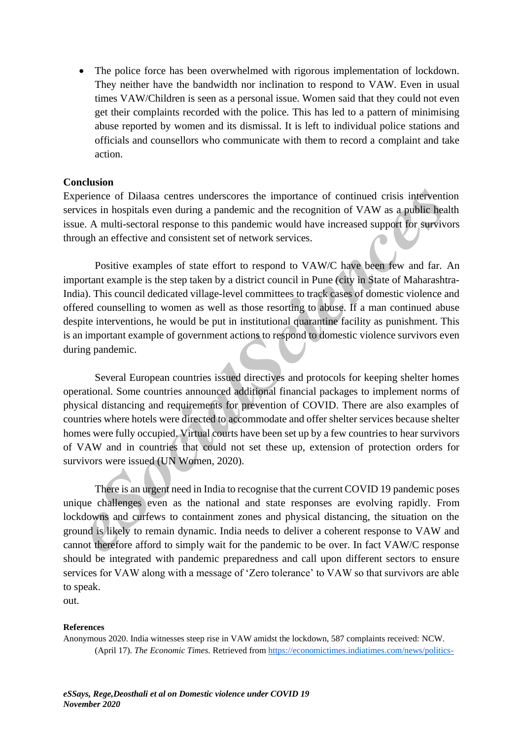- The police force has been overwhelmed with rigorous implementation of lockdown. They neither have the bandwidth nor inclination to respond to VAW. Even in usual times VAW/Children is seen as a personal issue. Women said that they could not even get their complaints recorded with the police. This has led to a pattern of minimising abuse reported by women and its dismissal. It is left to individual police stations and officials and counsellors who communicate with them to record a complaint and take action.

**Conclusion**

Experience of Dilaasa centres underscores the importance of continued crisis intervention services in hospitals even during a pandemic and the recognition of VAW as a public health issue. A multi-sectoral response to this pandemic would have increased support for survivors through an effective and consistent set of network services.

Positive examples of state effort to respond to VAW/C have been few and far. An important example is the step taken by a district council in Pune (city in State of Maharashtra-India). This council dedicated village-level committees to track cases of domestic violence and offered counselling to women as well as those resorting to abuse. If a man continued abuse despite interventions, he would be put in institutional quarantine facility as punishment. This is an important example of government actions to respond to domestic violence survivors even during pandemic.

Several European countries issued directives and protocols for keeping shelter homes operational. Some countries announced additional financial packages to implement norms of physical distancing and requirements for prevention of COVID. There are also examples of countries where hotels were directed to accommodate and offer shelter services because shelter homes were fully occupied. Virtual courts have been set up by a few countries to hear survivors of VAW and in countries that could not set these up, extension of protection orders for survivors were issued (UN Women, 2020).

There is an urgent need in India to recognise that the current COVID 19 pandemic poses unique challenges even as the national and state responses are evolving rapidly. From lockdowns and curfews to containment zones and physical distancing, the situation on the ground is likely to remain dynamic. India needs to deliver a coherent response to VAW and cannot therefore afford to simply wait for the pandemic to be over. In fact VAW/C response should be integrated with pandemic preparedness and call upon different sectors to ensure services for VAW along with a message of 'Zero tolerance' to VAW so that survivors are able to speak.
out.

**References**

Anonymous 2020. India witnesses steep rise in VAW amidst the lockdown, 587 complaints received: NCW. (April 17). *The Economic Times.* Retrieved from https://economictimes.indiatimes.com/news/politics-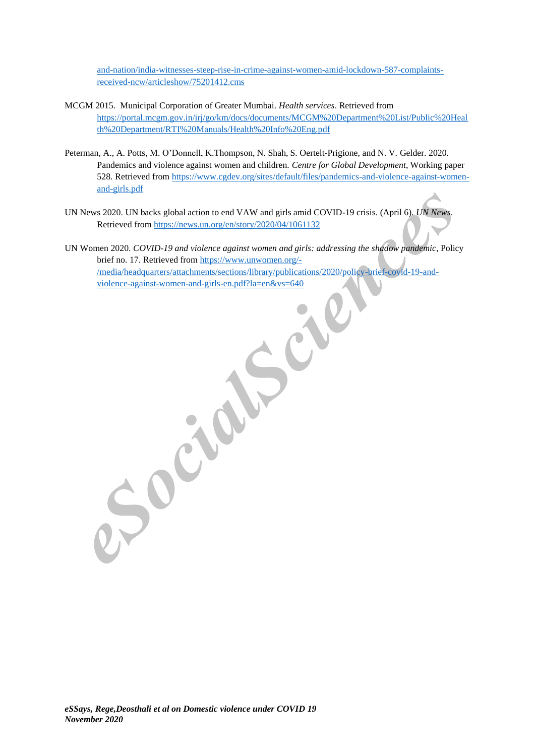and-nation/india-witnesses-steep-rise-in-crime-against-women-amid-lockdown-587-complaints-received-ncw/articleshow/75201412.cms

MCGM 2015. Municipal Corporation of Greater Mumbai. *Health services*. Retrieved from https://portal.mcgm.gov.in/irj/go/km/docs/documents/MCGM%20Department%20List/Public%20Health%20Department/RTI%20Manuals/Health%20Info%20Eng.pdf

Peterman, A., A. Potts, M. O'Donnell, K.Thompson, N. Shah, S. Oertelt-Prigione, and N. V. Gelder. 2020. Pandemics and violence against women and children. *Centre for Global Development*, Working paper 528. Retrieved from https://www.cgdev.org/sites/default/files/pandemics-and-violence-against-women-and-girls.pdf

UN News 2020. UN backs global action to end VAW and girls amid COVID-19 crisis. (April 6). *UN News*. Retrieved from https://news.un.org/en/story/2020/04/1061132

UN Women 2020. *COVID-19 and violence against women and girls: addressing the shadow pandemic*, Policy brief no. 17. Retrieved from https://www.unwomen.org/-/media/headquarters/attachments/sections/library/publications/2020/policy-brief-covid-19-and-violence-against-women-and-girls-en.pdf?la=en&vs=640